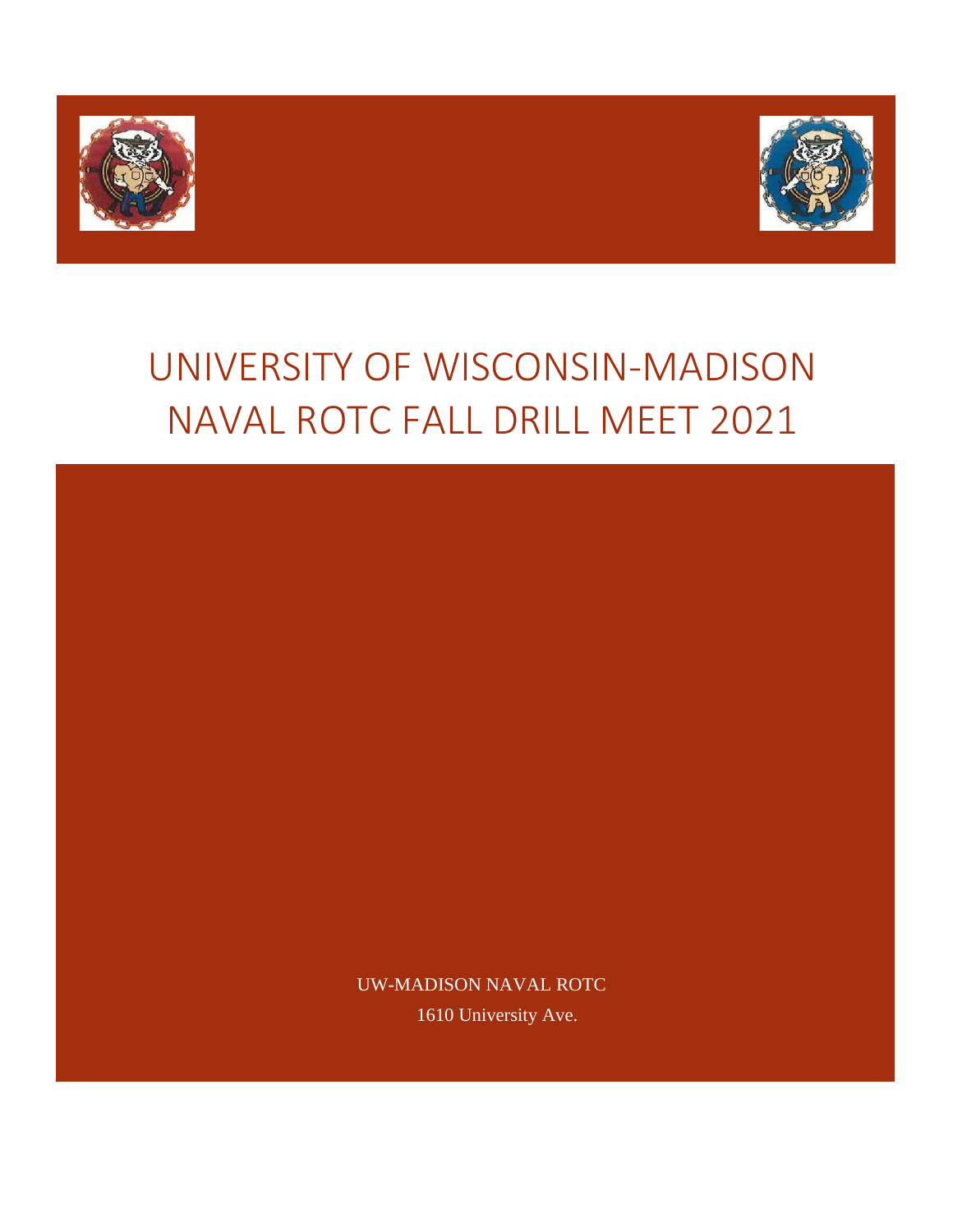# UNIVERSITY OF WISCONSIN-MADISON NAVAL ROTC FALL DRILL MEET 2021

UW-MADISON NAVAL ROTC

1610 University Ave.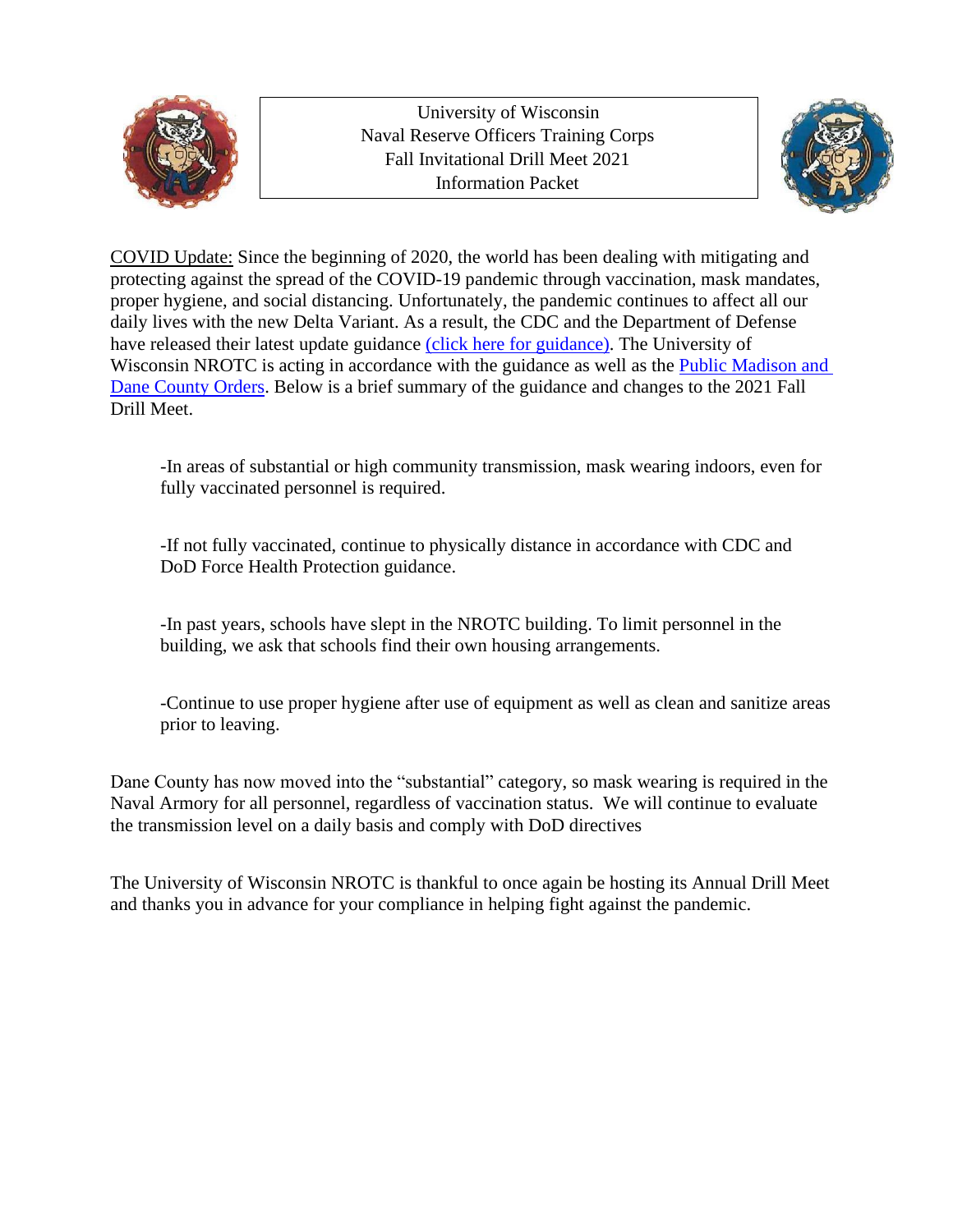University of Wisconsin
Naval Reserve Officers Training Corps
Fall Invitational Drill Meet 2021
Information Packet

COVID Update: Since the beginning of 2020, the world has been dealing with mitigating and protecting against the spread of the COVID-19 pandemic through vaccination, mask mandates, proper hygiene, and social distancing. Unfortunately, the pandemic continues to affect all our daily lives with the new Delta Variant. As a result, the CDC and the Department of Defense have released their latest update guidance (click here for guidance). The University of Wisconsin NROTC is acting in accordance with the guidance as well as the Public Madison and Dane County Orders. Below is a brief summary of the guidance and changes to the 2021 Fall Drill Meet.

- In areas of substantial or high community transmission, mask wearing indoors, even for fully vaccinated personnel is required.

- If not fully vaccinated, continue to physically distance in accordance with CDC and DoD Force Health Protection guidance.

- In past years, schools have slept in the NROTC building. To limit personnel in the building, we ask that schools find their own housing arrangements.

- Continue to use proper hygiene after use of equipment as well as clean and sanitize areas prior to leaving.

Dane County has now moved into the "substantial" category, so mask wearing is required in the Naval Armory for all personnel, regardless of vaccination status. We will continue to evaluate the transmission level on a daily basis and comply with DoD directives

The University of Wisconsin NROTC is thankful to once again be hosting its Annual Drill Meet and thanks you in advance for your compliance in helping fight against the pandemic.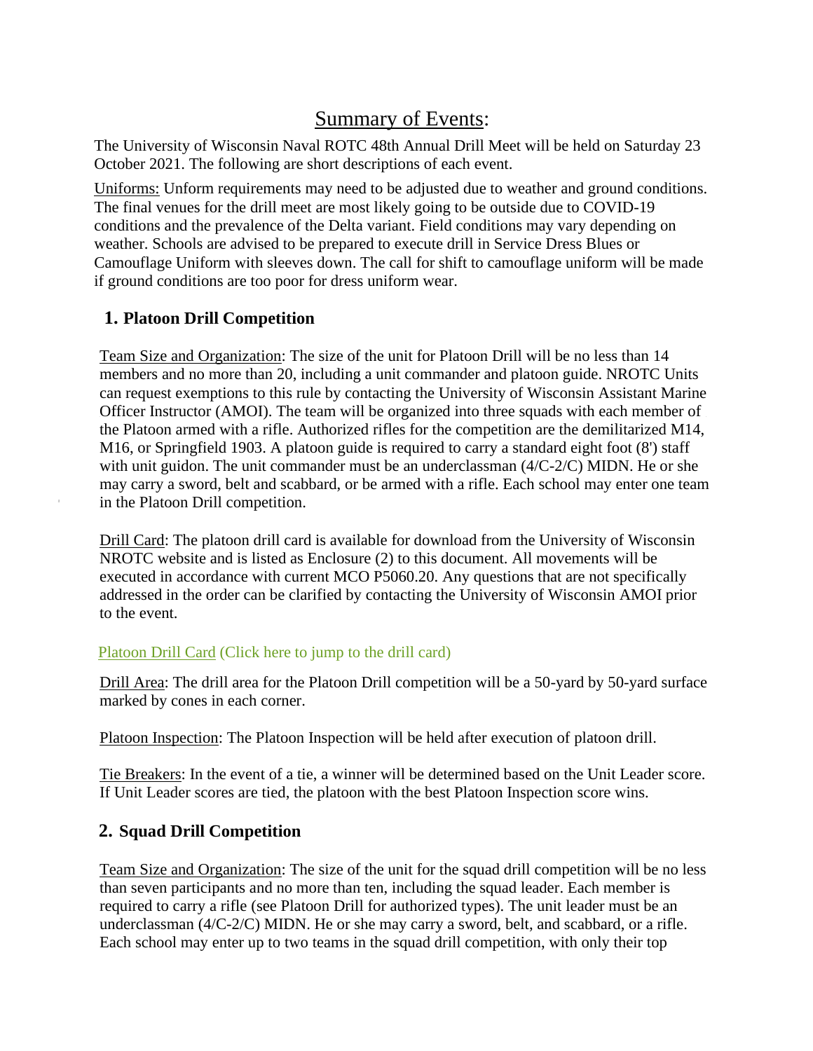# Summary of Events:

The University of Wisconsin Naval ROTC 48th Annual Drill Meet will be held on Saturday 23 October 2021. The following are short descriptions of each event.

Uniforms: Unform requirements may need to be adjusted due to weather and ground conditions. The final venues for the drill meet are most likely going to be outside due to COVID-19 conditions and the prevalence of the Delta variant. Field conditions may vary depending on weather. Schools are advised to be prepared to execute drill in Service Dress Blues or Camouflage Uniform with sleeves down. The call for shift to camouflage uniform will be made if ground conditions are too poor for dress uniform wear.

## 1. Platoon Drill Competition

Team Size and Organization: The size of the unit for Platoon Drill will be no less than 14 members and no more than 20, including a unit commander and platoon guide. NROTC Units can request exemptions to this rule by contacting the University of Wisconsin Assistant Marine Officer Instructor (AMOI). The team will be organized into three squads with each member of the Platoon armed with a rifle. Authorized rifles for the competition are the demilitarized M14, M16, or Springfield 1903. A platoon guide is required to carry a standard eight foot (8') staff with unit guidon. The unit commander must be an underclassman (4/C-2/C) MIDN. He or she may carry a sword, belt and scabbard, or be armed with a rifle. Each school may enter one team in the Platoon Drill competition.

Drill Card: The platoon drill card is available for download from the University of Wisconsin NROTC website and is listed as Enclosure (2) to this document. All movements will be executed in accordance with current MCO P5060.20. Any questions that are not specifically addressed in the order can be clarified by contacting the University of Wisconsin AMOI prior to the event.

Platoon Drill Card (Click here to jump to the drill card)

Drill Area: The drill area for the Platoon Drill competition will be a 50-yard by 50-yard surface marked by cones in each corner.

Platoon Inspection: The Platoon Inspection will be held after execution of platoon drill.

Tie Breakers: In the event of a tie, a winner will be determined based on the Unit Leader score. If Unit Leader scores are tied, the platoon with the best Platoon Inspection score wins.

## 2. Squad Drill Competition

Team Size and Organization: The size of the unit for the squad drill competition will be no less than seven participants and no more than ten, including the squad leader. Each member is required to carry a rifle (see Platoon Drill for authorized types). The unit leader must be an underclassman (4/C-2/C) MIDN. He or she may carry a sword, belt, and scabbard, or a rifle. Each school may enter up to two teams in the squad drill competition, with only their top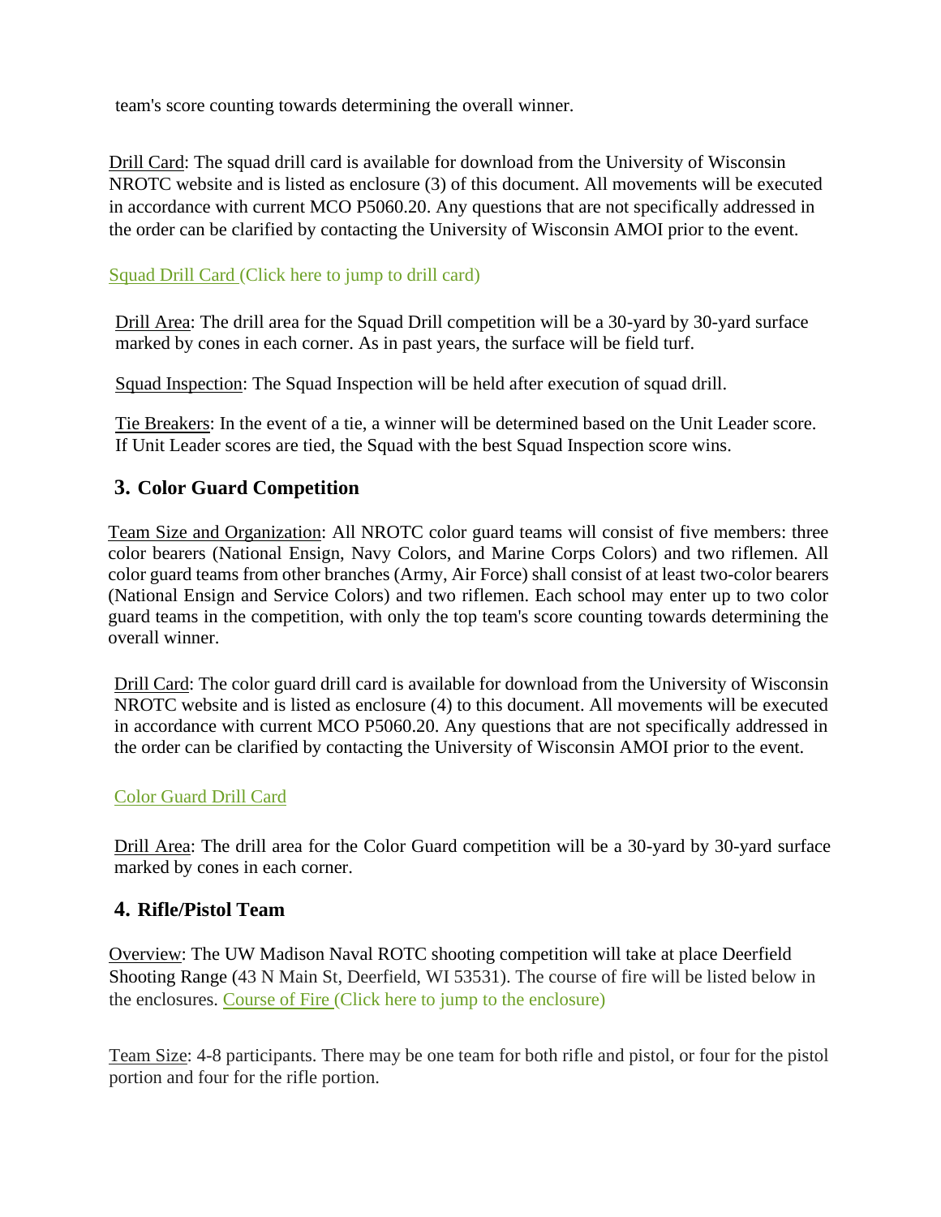team's score counting towards determining the overall winner.

Drill Card: The squad drill card is available for download from the University of Wisconsin NROTC website and is listed as enclosure (3) of this document. All movements will be executed in accordance with current MCO P5060.20. Any questions that are not specifically addressed in the order can be clarified by contacting the University of Wisconsin AMOI prior to the event.

Squad Drill Card (Click here to jump to drill card)

Drill Area: The drill area for the Squad Drill competition will be a 30-yard by 30-yard surface marked by cones in each corner. As in past years, the surface will be field turf.

Squad Inspection: The Squad Inspection will be held after execution of squad drill.

Tie Breakers: In the event of a tie, a winner will be determined based on the Unit Leader score. If Unit Leader scores are tied, the Squad with the best Squad Inspection score wins.

## 3. Color Guard Competition

Team Size and Organization: All NROTC color guard teams will consist of five members: three color bearers (National Ensign, Navy Colors, and Marine Corps Colors) and two riflemen. All color guard teams from other branches (Army, Air Force) shall consist of at least two-color bearers (National Ensign and Service Colors) and two riflemen. Each school may enter up to two color guard teams in the competition, with only the top team's score counting towards determining the overall winner.

Drill Card: The color guard drill card is available for download from the University of Wisconsin NROTC website and is listed as enclosure (4) to this document. All movements will be executed in accordance with current MCO P5060.20. Any questions that are not specifically addressed in the order can be clarified by contacting the University of Wisconsin AMOI prior to the event.

Color Guard Drill Card

Drill Area: The drill area for the Color Guard competition will be a 30-yard by 30-yard surface marked by cones in each corner.

## 4. Rifle/Pistol Team

Overview: The UW Madison Naval ROTC shooting competition will take at place Deerfield Shooting Range (43 N Main St, Deerfield, WI 53531). The course of fire will be listed below in the enclosures. Course of Fire (Click here to jump to the enclosure)

Team Size: 4-8 participants. There may be one team for both rifle and pistol, or four for the pistol portion and four for the rifle portion.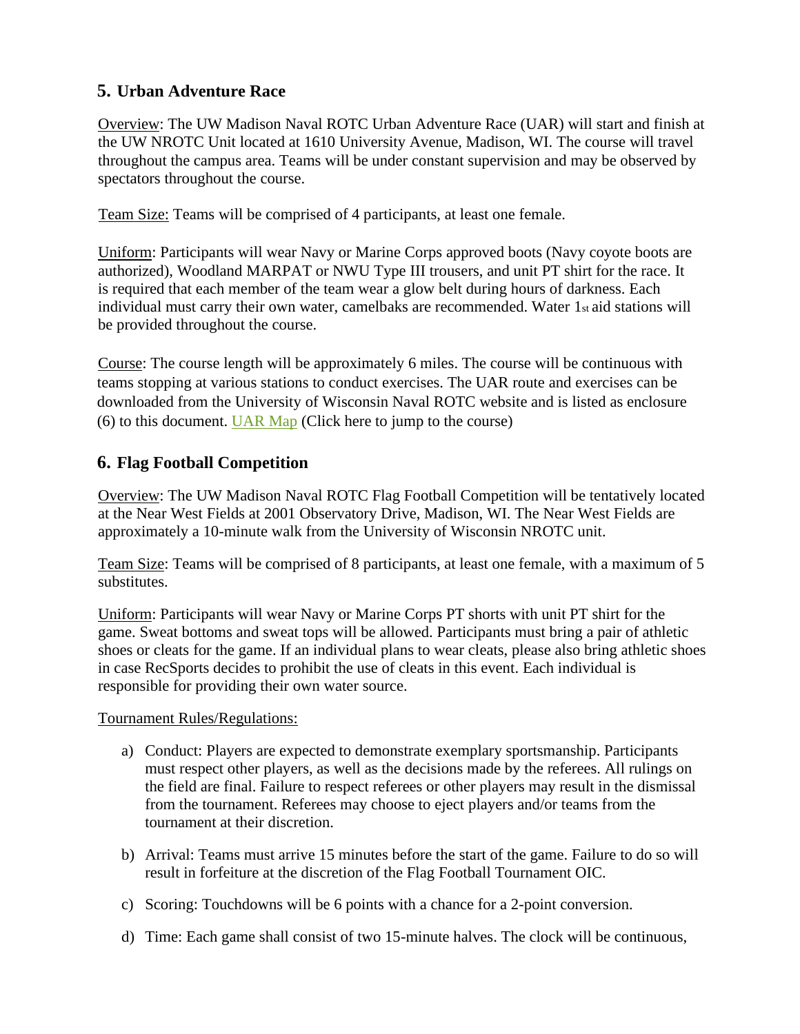## 5. Urban Adventure Race

Overview: The UW Madison Naval ROTC Urban Adventure Race (UAR) will start and finish at the UW NROTC Unit located at 1610 University Avenue, Madison, WI. The course will travel throughout the campus area. Teams will be under constant supervision and may be observed by spectators throughout the course.

Team Size: Teams will be comprised of 4 participants, at least one female.

Uniform: Participants will wear Navy or Marine Corps approved boots (Navy coyote boots are authorized), Woodland MARPAT or NWU Type III trousers, and unit PT shirt for the race. It is required that each member of the team wear a glow belt during hours of darkness. Each individual must carry their own water, camelbaks are recommended. Water 1st aid stations will be provided throughout the course.

Course: The course length will be approximately 6 miles. The course will be continuous with teams stopping at various stations to conduct exercises. The UAR route and exercises can be downloaded from the University of Wisconsin Naval ROTC website and is listed as enclosure (6) to this document. UAR Map (Click here to jump to the course)

## 6. Flag Football Competition

Overview: The UW Madison Naval ROTC Flag Football Competition will be tentatively located at the Near West Fields at 2001 Observatory Drive, Madison, WI. The Near West Fields are approximately a 10-minute walk from the University of Wisconsin NROTC unit.

Team Size: Teams will be comprised of 8 participants, at least one female, with a maximum of 5 substitutes.

Uniform: Participants will wear Navy or Marine Corps PT shorts with unit PT shirt for the game. Sweat bottoms and sweat tops will be allowed. Participants must bring a pair of athletic shoes or cleats for the game. If an individual plans to wear cleats, please also bring athletic shoes in case RecSports decides to prohibit the use of cleats in this event. Each individual is responsible for providing their own water source.

Tournament Rules/Regulations:

a) Conduct: Players are expected to demonstrate exemplary sportsmanship. Participants must respect other players, as well as the decisions made by the referees. All rulings on the field are final. Failure to respect referees or other players may result in the dismissal from the tournament. Referees may choose to eject players and/or teams from the tournament at their discretion.

b) Arrival: Teams must arrive 15 minutes before the start of the game. Failure to do so will result in forfeiture at the discretion of the Flag Football Tournament OIC.

c) Scoring: Touchdowns will be 6 points with a chance for a 2-point conversion.

d) Time: Each game shall consist of two 15-minute halves. The clock will be continuous,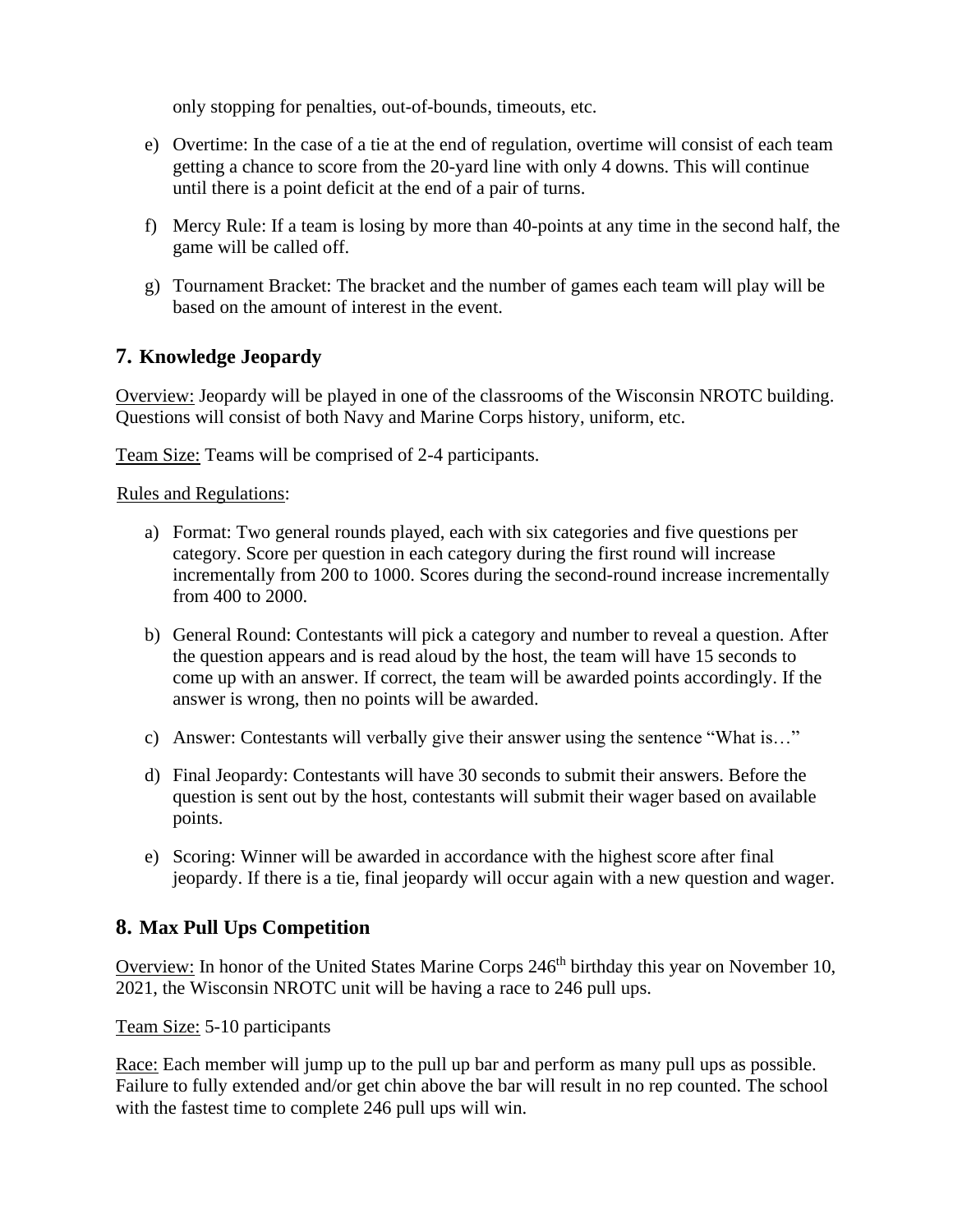only stopping for penalties, out-of-bounds, timeouts, etc.

e) Overtime: In the case of a tie at the end of regulation, overtime will consist of each team getting a chance to score from the 20-yard line with only 4 downs. This will continue until there is a point deficit at the end of a pair of turns.

f) Mercy Rule: If a team is losing by more than 40-points at any time in the second half, the game will be called off.

g) Tournament Bracket: The bracket and the number of games each team will play will be based on the amount of interest in the event.

## 7. Knowledge Jeopardy

Overview: Jeopardy will be played in one of the classrooms of the Wisconsin NROTC building. Questions will consist of both Navy and Marine Corps history, uniform, etc.

Team Size: Teams will be comprised of 2-4 participants.

Rules and Regulations:

a) Format: Two general rounds played, each with six categories and five questions per category. Score per question in each category during the first round will increase incrementally from 200 to 1000. Scores during the second-round increase incrementally from 400 to 2000.

b) General Round: Contestants will pick a category and number to reveal a question. After the question appears and is read aloud by the host, the team will have 15 seconds to come up with an answer. If correct, the team will be awarded points accordingly. If the answer is wrong, then no points will be awarded.

c) Answer: Contestants will verbally give their answer using the sentence "What is…"

d) Final Jeopardy: Contestants will have 30 seconds to submit their answers. Before the question is sent out by the host, contestants will submit their wager based on available points.

e) Scoring: Winner will be awarded in accordance with the highest score after final jeopardy. If there is a tie, final jeopardy will occur again with a new question and wager.

## 8. Max Pull Ups Competition

Overview: In honor of the United States Marine Corps 246th birthday this year on November 10, 2021, the Wisconsin NROTC unit will be having a race to 246 pull ups.

Team Size: 5-10 participants

Race: Each member will jump up to the pull up bar and perform as many pull ups as possible. Failure to fully extended and/or get chin above the bar will result in no rep counted. The school with the fastest time to complete 246 pull ups will win.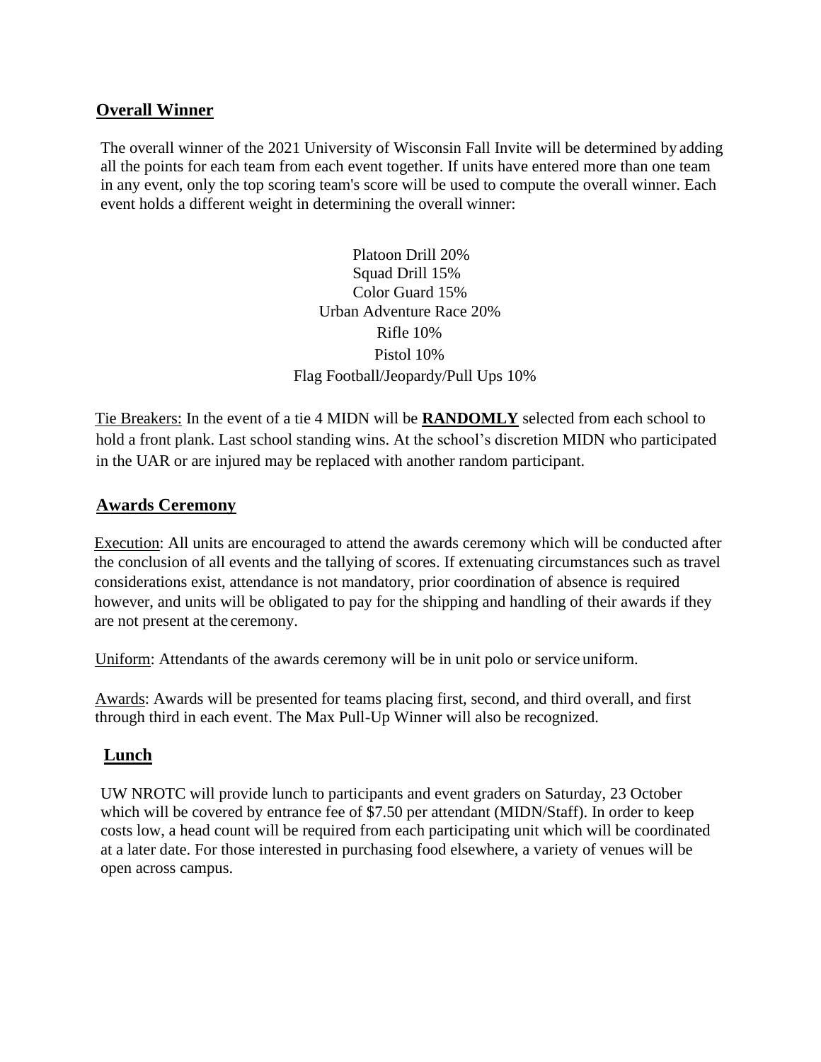## Overall Winner

The overall winner of the 2021 University of Wisconsin Fall Invite will be determined by adding all the points for each team from each event together. If units have entered more than one team in any event, only the top scoring team's score will be used to compute the overall winner. Each event holds a different weight in determining the overall winner:

Platoon Drill 20%
Squad Drill 15%
Color Guard 15%
Urban Adventure Race 20%
Rifle 10%
Pistol 10%
Flag Football/Jeopardy/Pull Ups 10%

Tie Breakers: In the event of a tie 4 MIDN will be **RANDOMLY** selected from each school to hold a front plank. Last school standing wins. At the school's discretion MIDN who participated in the UAR or are injured may be replaced with another random participant.

## Awards Ceremony

Execution: All units are encouraged to attend the awards ceremony which will be conducted after the conclusion of all events and the tallying of scores. If extenuating circumstances such as travel considerations exist, attendance is not mandatory, prior coordination of absence is required however, and units will be obligated to pay for the shipping and handling of their awards if they are not present at the ceremony.

Uniform: Attendants of the awards ceremony will be in unit polo or service uniform.

Awards: Awards will be presented for teams placing first, second, and third overall, and first through third in each event. The Max Pull-Up Winner will also be recognized.

## Lunch

UW NROTC will provide lunch to participants and event graders on Saturday, 23 October which will be covered by entrance fee of $7.50 per attendant (MIDN/Staff). In order to keep costs low, a head count will be required from each participating unit which will be coordinated at a later date. For those interested in purchasing food elsewhere, a variety of venues will be open across campus.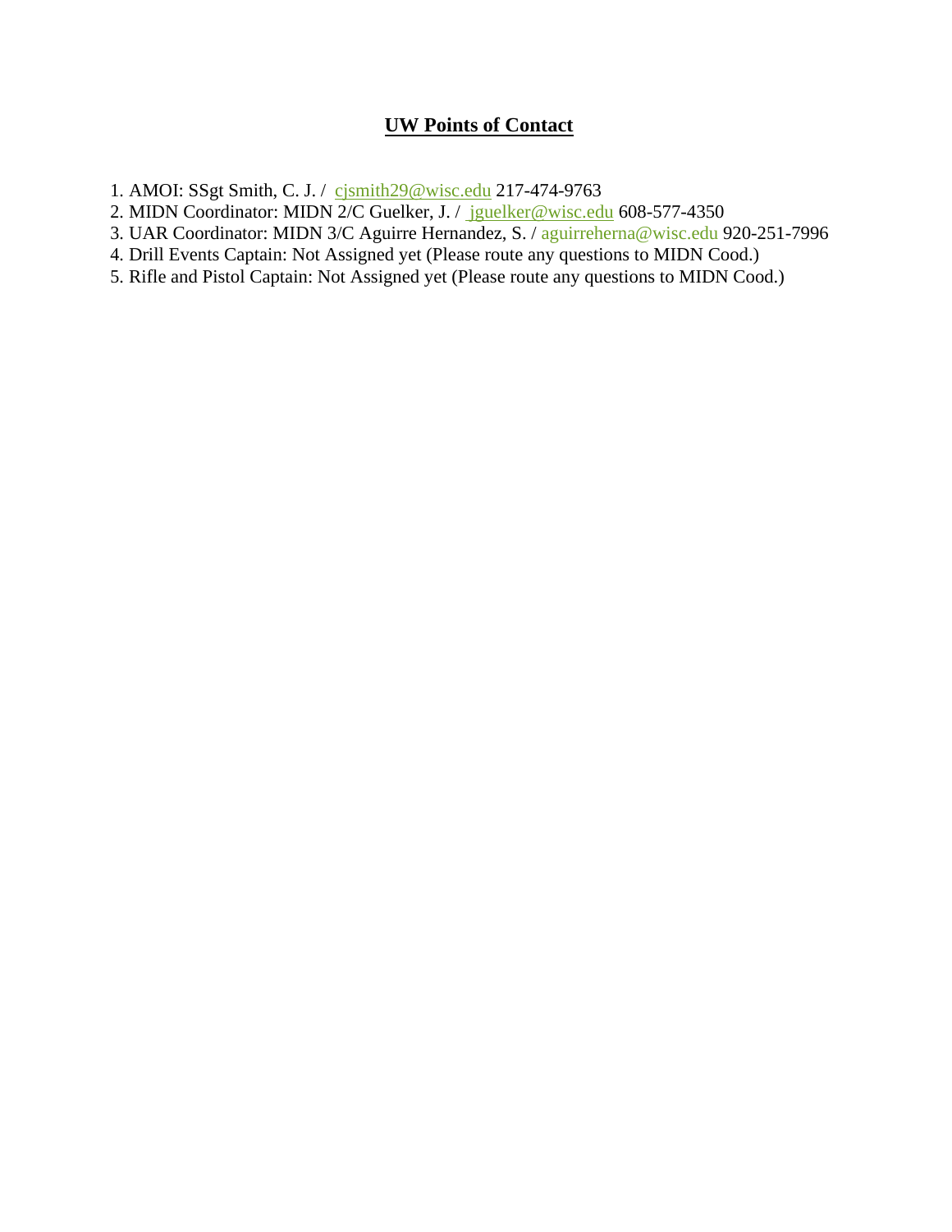## UW Points of Contact

1. AMOI: SSgt Smith, C. J. / cjsmith29@wisc.edu 217-474-9763
2. MIDN Coordinator: MIDN 2/C Guelker, J. / jguelker@wisc.edu 608-577-4350
3. UAR Coordinator: MIDN 3/C Aguirre Hernandez, S. / aguirreherna@wisc.edu 920-251-7996
4. Drill Events Captain: Not Assigned yet (Please route any questions to MIDN Cood.)
5. Rifle and Pistol Captain: Not Assigned yet (Please route any questions to MIDN Cood.)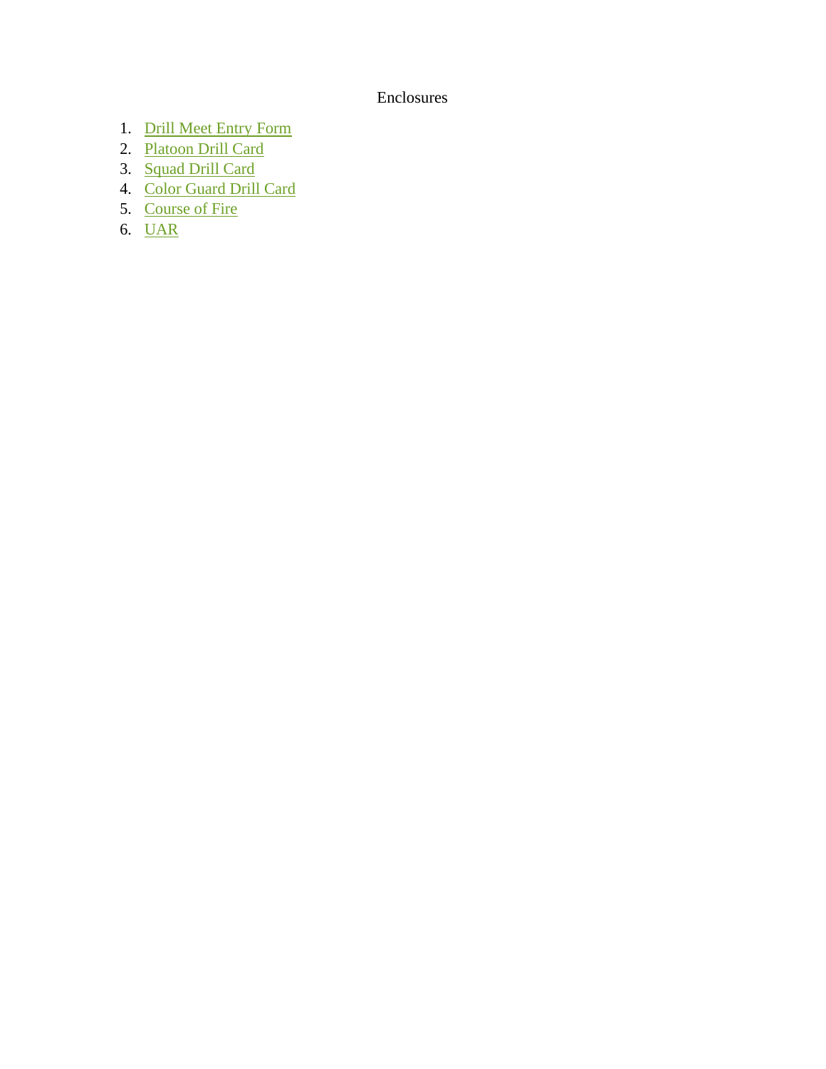# Enclosures

1. Drill Meet Entry Form
2. Platoon Drill Card
3. Squad Drill Card
4. Color Guard Drill Card
5. Course of Fire
6. UAR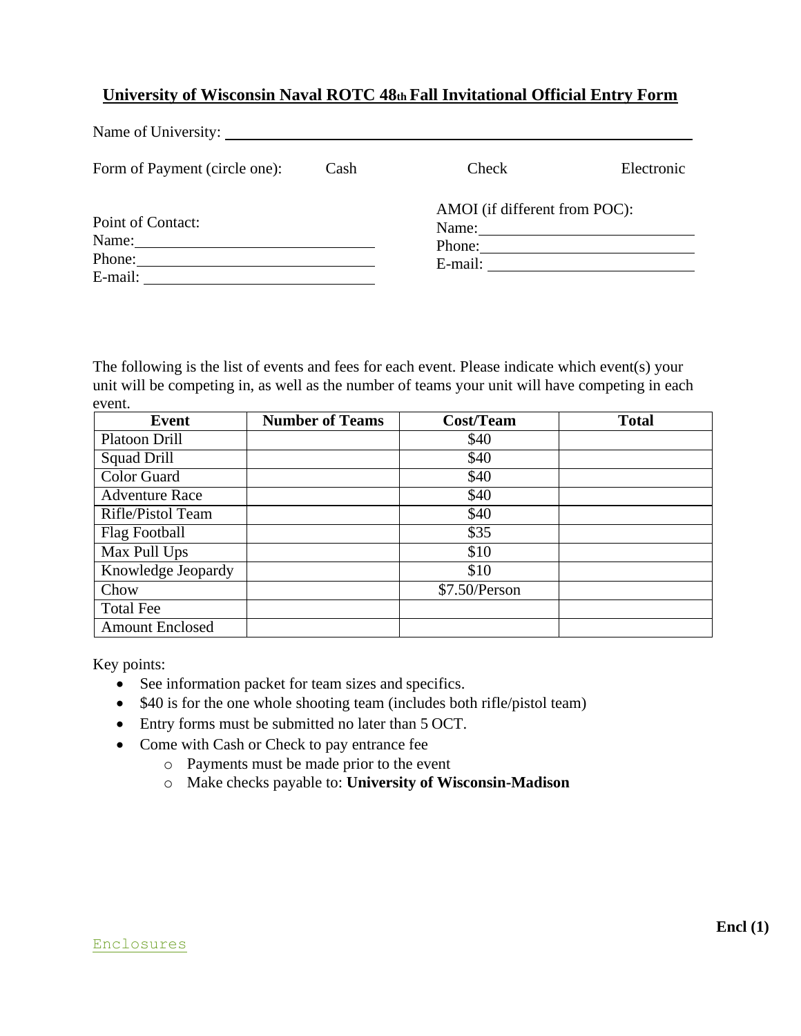# University of Wisconsin Naval ROTC 48th Fall Invitational Official Entry Form

Name of University: ______________________________________________

Form of Payment (circle one): Cash Check Electronic

Point of Contact:
Name: ______________________
Phone: ______________________
E-mail: ______________________

AMOI (if different from POC):
Name: ______________________
Phone: ______________________
E-mail: ______________________

The following is the list of events and fees for each event. Please indicate which event(s) your unit will be competing in, as well as the number of teams your unit will have competing in each event.

| Event | Number of Teams | Cost/Team | Total |
|---|---|---|---|
| Platoon Drill | | $40 | |
| Squad Drill | | $40 | |
| Color Guard | | $40 | |
| Adventure Race | | $40 | |
| Rifle/Pistol Team | | $40 | |
| Flag Football | | $35 | |
| Max Pull Ups | | $10 | |
| Knowledge Jeopardy | | $10 | |
| Chow | | $7.50/Person | |
| Total Fee | | | |
| Amount Enclosed | | | |

Key points:

- See information packet for team sizes and specifics.
- $40 is for the one whole shooting team (includes both rifle/pistol team)
- Entry forms must be submitted no later than 5 OCT.
- Come with Cash or Check to pay entrance fee
  - Payments must be made prior to the event
  - Make checks payable to: **University of Wisconsin-Madison**

**Encl (1)**

Enclosures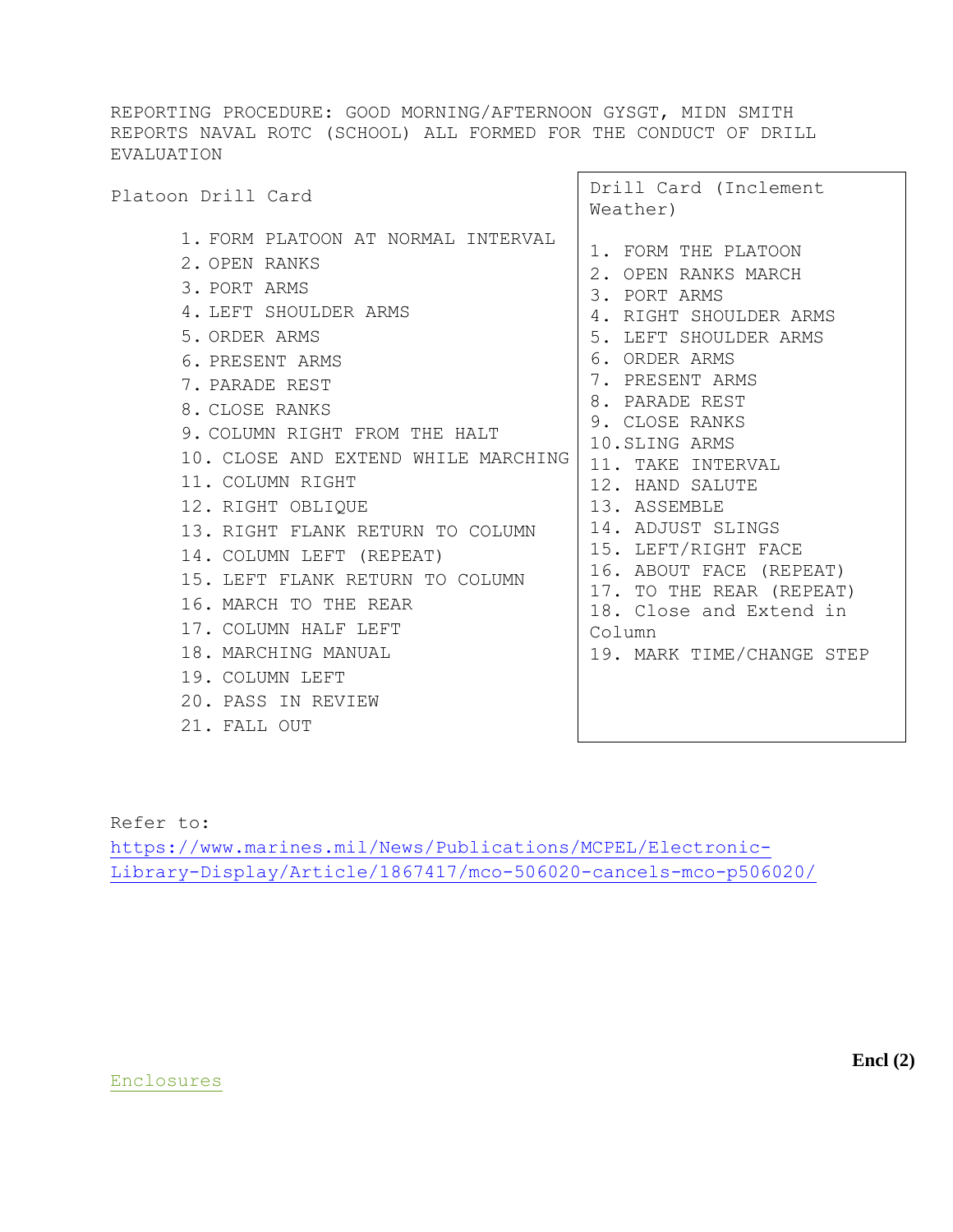REPORTING PROCEDURE: GOOD MORNING/AFTERNOON GYSGT, MIDN SMITH REPORTS NAVAL ROTC (SCHOOL) ALL FORMED FOR THE CONDUCT OF DRILL EVALUATION

Platoon Drill Card

1. FORM PLATOON AT NORMAL INTERVAL
2. OPEN RANKS
3. PORT ARMS
4. LEFT SHOULDER ARMS
5. ORDER ARMS
6. PRESENT ARMS
7. PARADE REST
8. CLOSE RANKS
9. COLUMN RIGHT FROM THE HALT
10. CLOSE AND EXTEND WHILE MARCHING
11. COLUMN RIGHT
12. RIGHT OBLIQUE
13. RIGHT FLANK RETURN TO COLUMN
14. COLUMN LEFT (REPEAT)
15. LEFT FLANK RETURN TO COLUMN
16. MARCH TO THE REAR
17. COLUMN HALF LEFT
18. MARCHING MANUAL
19. COLUMN LEFT
20. PASS IN REVIEW
21. FALL OUT

Drill Card (Inclement Weather)

1. FORM THE PLATOON
2. OPEN RANKS MARCH
3. PORT ARMS
4. RIGHT SHOULDER ARMS
5. LEFT SHOULDER ARMS
6. ORDER ARMS
7. PRESENT ARMS
8. PARADE REST
9. CLOSE RANKS
10. SLING ARMS
11. TAKE INTERVAL
12. HAND SALUTE
13. ASSEMBLE
14. ADJUST SLINGS
15. LEFT/RIGHT FACE
16. ABOUT FACE (REPEAT)
17. TO THE REAR (REPEAT)
18. Close and Extend in Column
19. MARK TIME/CHANGE STEP

Refer to:
https://www.marines.mil/News/Publications/MCPEL/Electronic-Library-Display/Article/1867417/mco-506020-cancels-mco-p506020/

Enclosures

**Encl (2)**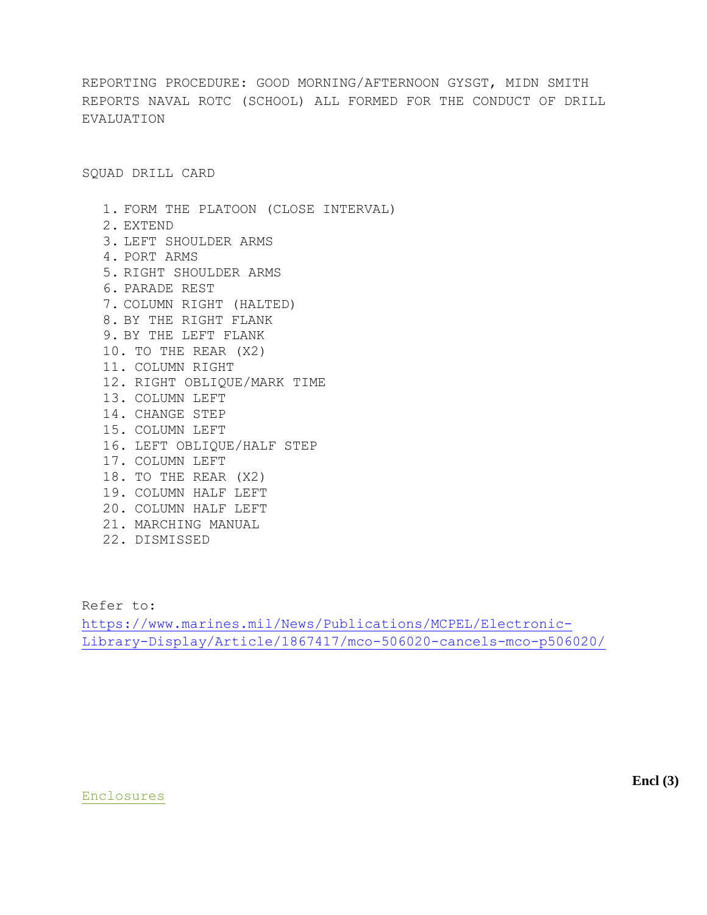REPORTING PROCEDURE: GOOD MORNING/AFTERNOON GYSGT, MIDN SMITH REPORTS NAVAL ROTC (SCHOOL) ALL FORMED FOR THE CONDUCT OF DRILL EVALUATION

SQUAD DRILL CARD

1. FORM THE PLATOON (CLOSE INTERVAL)
2. EXTEND
3. LEFT SHOULDER ARMS
4. PORT ARMS
5. RIGHT SHOULDER ARMS
6. PARADE REST
7. COLUMN RIGHT (HALTED)
8. BY THE RIGHT FLANK
9. BY THE LEFT FLANK
10. TO THE REAR (X2)
11. COLUMN RIGHT
12. RIGHT OBLIQUE/MARK TIME
13. COLUMN LEFT
14. CHANGE STEP
15. COLUMN LEFT
16. LEFT OBLIQUE/HALF STEP
17. COLUMN LEFT
18. TO THE REAR (X2)
19. COLUMN HALF LEFT
20. COLUMN HALF LEFT
21. MARCHING MANUAL
22. DISMISSED

Refer to: [https://www.marines.mil/News/Publications/MCPEL/Electronic-Library-Display/Article/1867417/mco-506020-cancels-mco-p506020/](https://www.marines.mil/News/Publications/MCPEL/Electronic-Library-Display/Article/1867417/mco-506020-cancels-mco-p506020/)

**Encl (3)**

Enclosures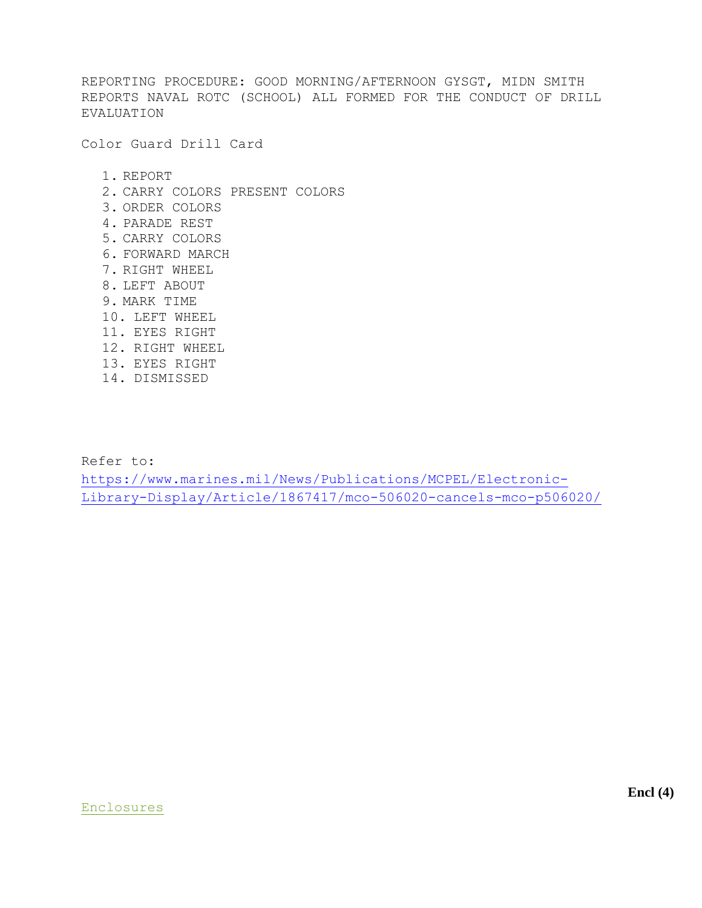REPORTING PROCEDURE: GOOD MORNING/AFTERNOON GYSGT, MIDN SMITH REPORTS NAVAL ROTC (SCHOOL) ALL FORMED FOR THE CONDUCT OF DRILL EVALUATION

Color Guard Drill Card

1. REPORT
2. CARRY COLORS PRESENT COLORS
3. ORDER COLORS
4. PARADE REST
5. CARRY COLORS
6. FORWARD MARCH
7. RIGHT WHEEL
8. LEFT ABOUT
9. MARK TIME
10. LEFT WHEEL
11. EYES RIGHT
12. RIGHT WHEEL
13. EYES RIGHT
14. DISMISSED

Refer to: [https://www.marines.mil/News/Publications/MCPEL/Electronic-Library-Display/Article/1867417/mco-506020-cancels-mco-p506020/](https://www.marines.mil/News/Publications/MCPEL/Electronic-Library-Display/Article/1867417/mco-506020-cancels-mco-p506020/)

**Encl (4)**

Enclosures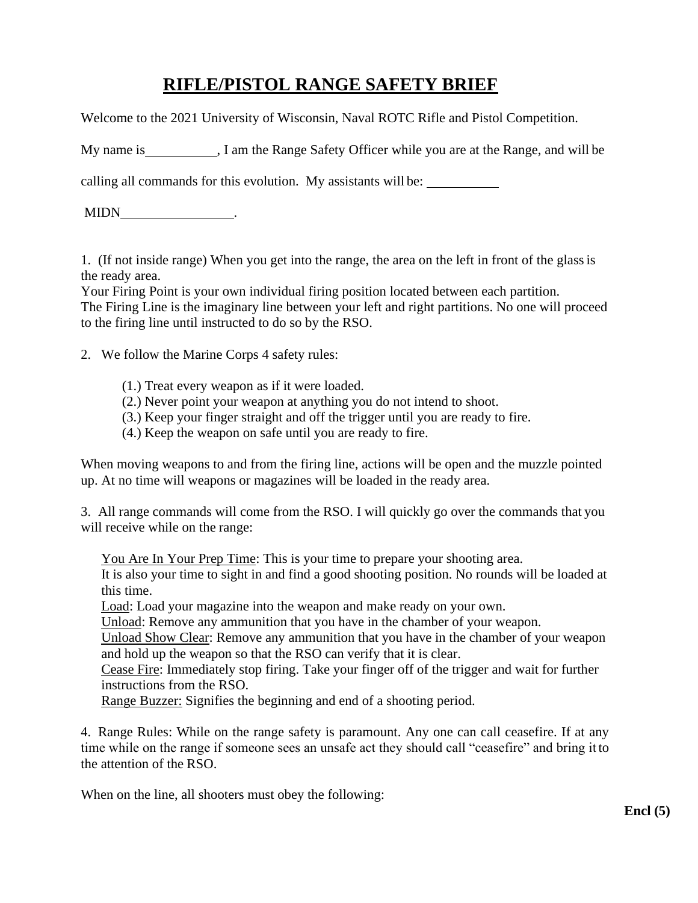# RIFLE/PISTOL RANGE SAFETY BRIEF

Welcome to the 2021 University of Wisconsin, Naval ROTC Rifle and Pistol Competition.

My name is \_\_\_\_\_\_\_\_\_\_, I am the Range Safety Officer while you are at the Range, and will be calling all commands for this evolution. My assistants will be: \_\_\_\_\_\_\_\_\_\_

MIDN\_\_\_\_\_\_\_\_\_\_\_\_\_\_\_\_.

1. (If not inside range) When you get into the range, the area on the left in front of the glass is the ready area.
Your Firing Point is your own individual firing position located between each partition.
The Firing Line is the imaginary line between your left and right partitions. No one will proceed to the firing line until instructed to do so by the RSO.

2. We follow the Marine Corps 4 safety rules:

   (1.) Treat every weapon as if it were loaded.
   (2.) Never point your weapon at anything you do not intend to shoot.
   (3.) Keep your finger straight and off the trigger until you are ready to fire.
   (4.) Keep the weapon on safe until you are ready to fire.

When moving weapons to and from the firing line, actions will be open and the muzzle pointed up. At no time will weapons or magazines will be loaded in the ready area.

3. All range commands will come from the RSO. I will quickly go over the commands that you will receive while on the range:

   <u>You Are In Your Prep Time</u>: This is your time to prepare your shooting area.
   It is also your time to sight in and find a good shooting position. No rounds will be loaded at this time.
   <u>Load</u>: Load your magazine into the weapon and make ready on your own.
   <u>Unload</u>: Remove any ammunition that you have in the chamber of your weapon.
   <u>Unload Show Clear</u>: Remove any ammunition that you have in the chamber of your weapon and hold up the weapon so that the RSO can verify that it is clear.
   <u>Cease Fire</u>: Immediately stop firing. Take your finger off of the trigger and wait for further instructions from the RSO.
   <u>Range Buzzer:</u> Signifies the beginning and end of a shooting period.

4. Range Rules: While on the range safety is paramount. Any one can call ceasefire. If at any time while on the range if someone sees an unsafe act they should call "ceasefire" and bring it to the attention of the RSO.

When on the line, all shooters must obey the following:

**Encl (5)**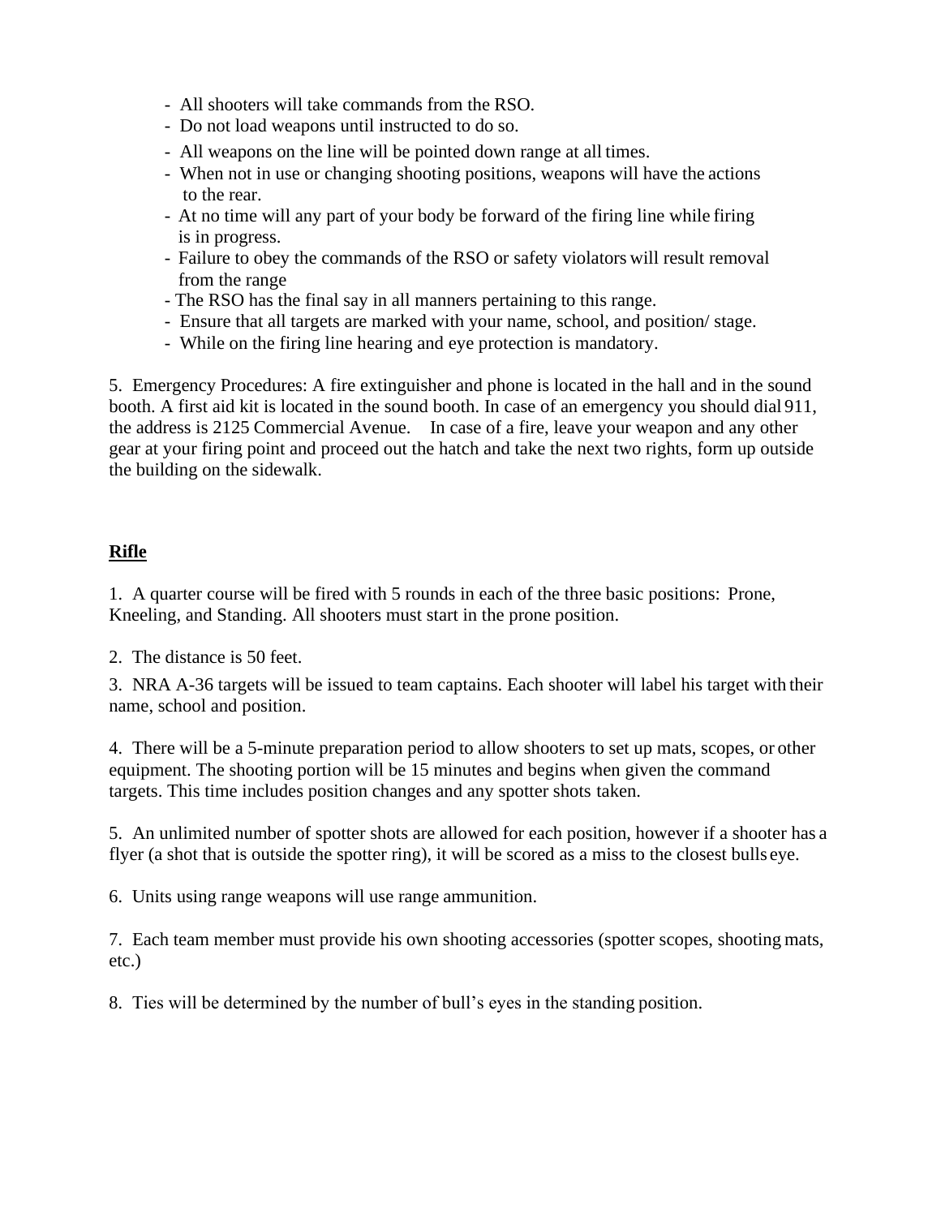- All shooters will take commands from the RSO.
- Do not load weapons until instructed to do so.
- All weapons on the line will be pointed down range at all times.
- When not in use or changing shooting positions, weapons will have the actions to the rear.
- At no time will any part of your body be forward of the firing line while firing is in progress.
- Failure to obey the commands of the RSO or safety violators will result removal from the range
- The RSO has the final say in all manners pertaining to this range.
- Ensure that all targets are marked with your name, school, and position/ stage.
- While on the firing line hearing and eye protection is mandatory.

5. Emergency Procedures: A fire extinguisher and phone is located in the hall and in the sound booth. A first aid kit is located in the sound booth. In case of an emergency you should dial 911, the address is 2125 Commercial Avenue. In case of a fire, leave your weapon and any other gear at your firing point and proceed out the hatch and take the next two rights, form up outside the building on the sidewalk.

## **Rifle**

1. A quarter course will be fired with 5 rounds in each of the three basic positions: Prone, Kneeling, and Standing. All shooters must start in the prone position.

2. The distance is 50 feet.

3. NRA A-36 targets will be issued to team captains. Each shooter will label his target with their name, school and position.

4. There will be a 5-minute preparation period to allow shooters to set up mats, scopes, or other equipment. The shooting portion will be 15 minutes and begins when given the command targets. This time includes position changes and any spotter shots taken.

5. An unlimited number of spotter shots are allowed for each position, however if a shooter has a flyer (a shot that is outside the spotter ring), it will be scored as a miss to the closest bulls eye.

6. Units using range weapons will use range ammunition.

7. Each team member must provide his own shooting accessories (spotter scopes, shooting mats, etc.)

8. Ties will be determined by the number of bull's eyes in the standing position.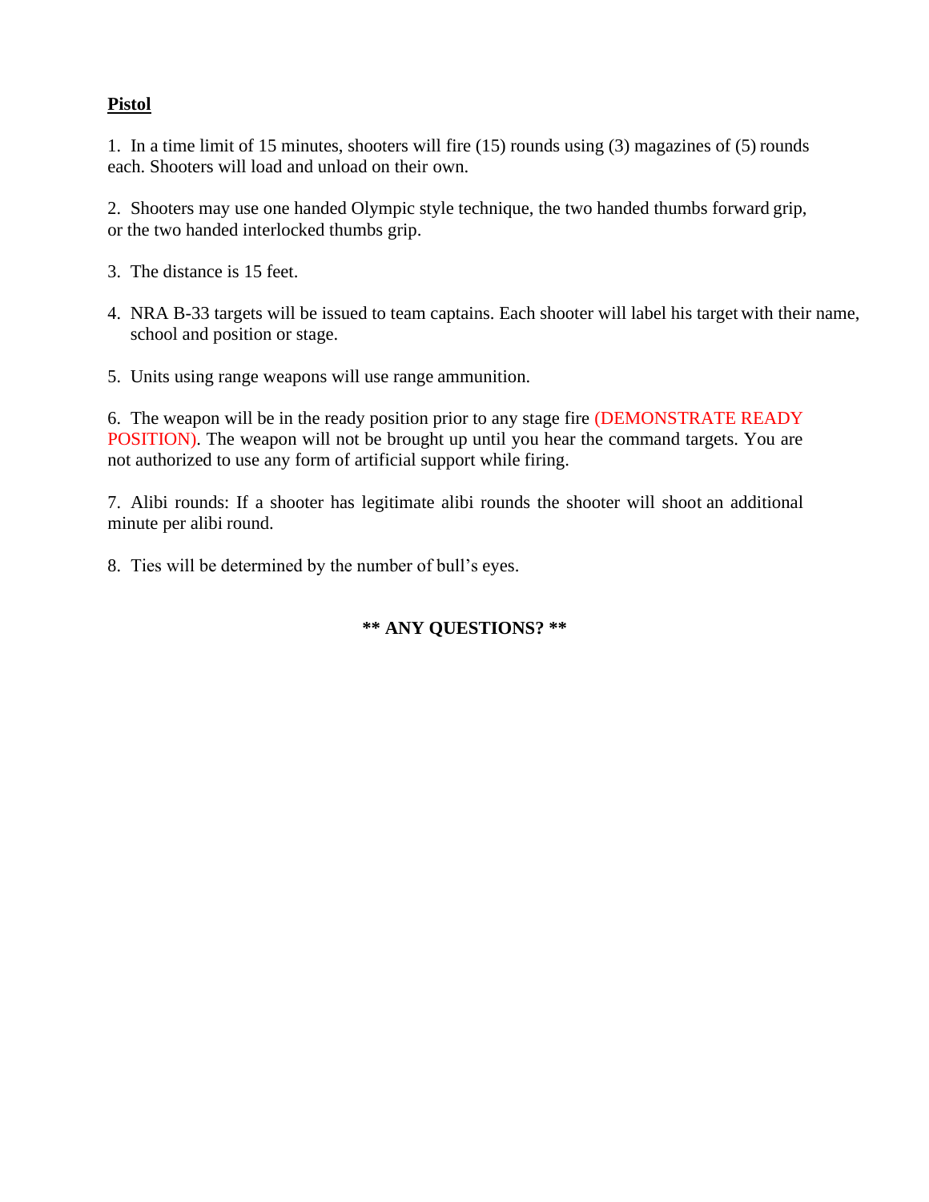**Pistol**

1. In a time limit of 15 minutes, shooters will fire (15) rounds using (3) magazines of (5) rounds each. Shooters will load and unload on their own.

2. Shooters may use one handed Olympic style technique, the two handed thumbs forward grip, or the two handed interlocked thumbs grip.

3. The distance is 15 feet.

4. NRA B-33 targets will be issued to team captains. Each shooter will label his target with their name, school and position or stage.

5. Units using range weapons will use range ammunition.

6. The weapon will be in the ready position prior to any stage fire (DEMONSTRATE READY POSITION). The weapon will not be brought up until you hear the command targets. You are not authorized to use any form of artificial support while firing.

7. Alibi rounds: If a shooter has legitimate alibi rounds the shooter will shoot an additional minute per alibi round.

8. Ties will be determined by the number of bull's eyes.

**** ANY QUESTIONS? ****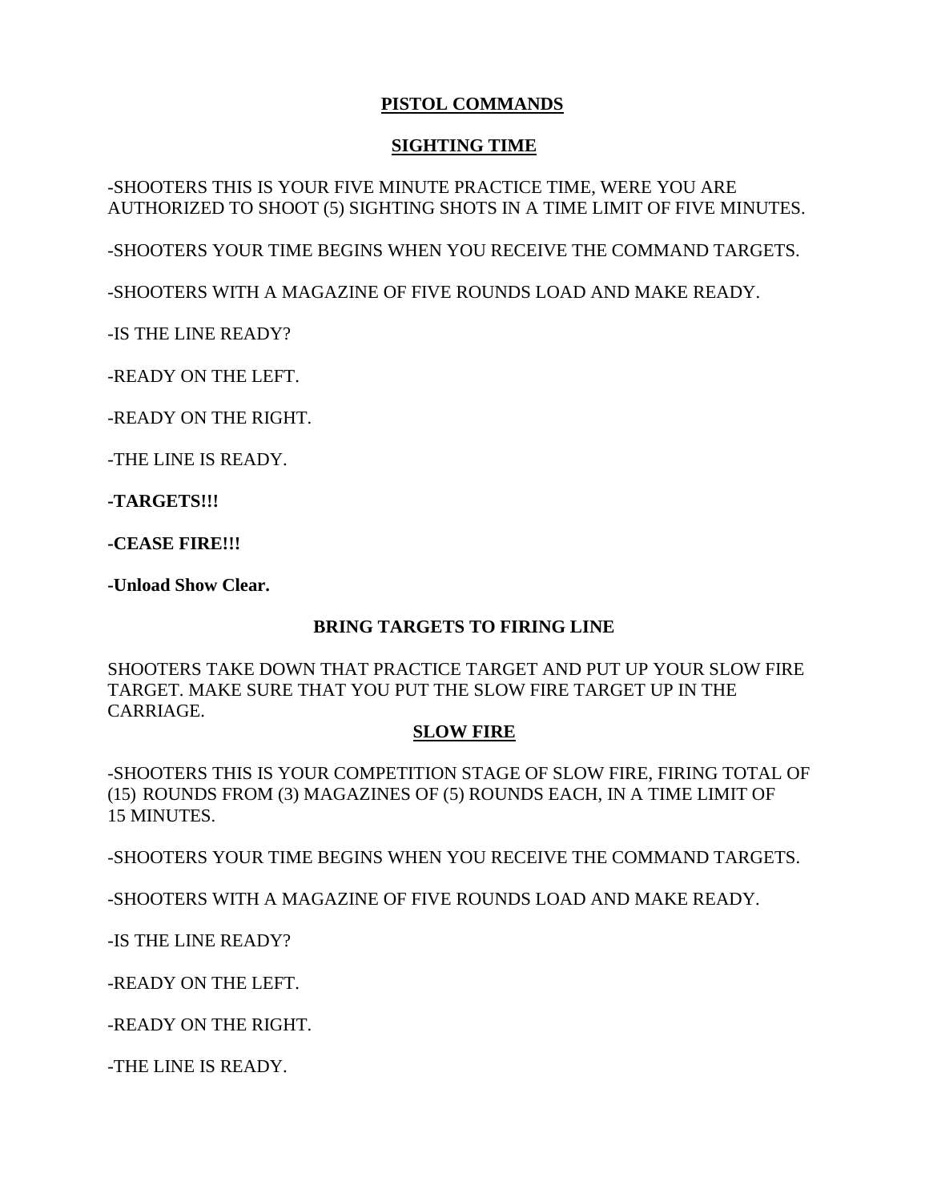# PISTOL COMMANDS

## SIGHTING TIME

-SHOOTERS THIS IS YOUR FIVE MINUTE PRACTICE TIME, WERE YOU ARE AUTHORIZED TO SHOOT (5) SIGHTING SHOTS IN A TIME LIMIT OF FIVE MINUTES.

-SHOOTERS YOUR TIME BEGINS WHEN YOU RECEIVE THE COMMAND TARGETS.

-SHOOTERS WITH A MAGAZINE OF FIVE ROUNDS LOAD AND MAKE READY.

-IS THE LINE READY?

-READY ON THE LEFT.

-READY ON THE RIGHT.

-THE LINE IS READY.

**-TARGETS!!!**

**-CEASE FIRE!!!**

**-Unload Show Clear.**

**BRING TARGETS TO FIRING LINE**

SHOOTERS TAKE DOWN THAT PRACTICE TARGET AND PUT UP YOUR SLOW FIRE TARGET. MAKE SURE THAT YOU PUT THE SLOW FIRE TARGET UP IN THE CARRIAGE.

## SLOW FIRE

-SHOOTERS THIS IS YOUR COMPETITION STAGE OF SLOW FIRE, FIRING TOTAL OF (15) ROUNDS FROM (3) MAGAZINES OF (5) ROUNDS EACH, IN A TIME LIMIT OF 15 MINUTES.

-SHOOTERS YOUR TIME BEGINS WHEN YOU RECEIVE THE COMMAND TARGETS.

-SHOOTERS WITH A MAGAZINE OF FIVE ROUNDS LOAD AND MAKE READY.

-IS THE LINE READY?

-READY ON THE LEFT.

-READY ON THE RIGHT.

-THE LINE IS READY.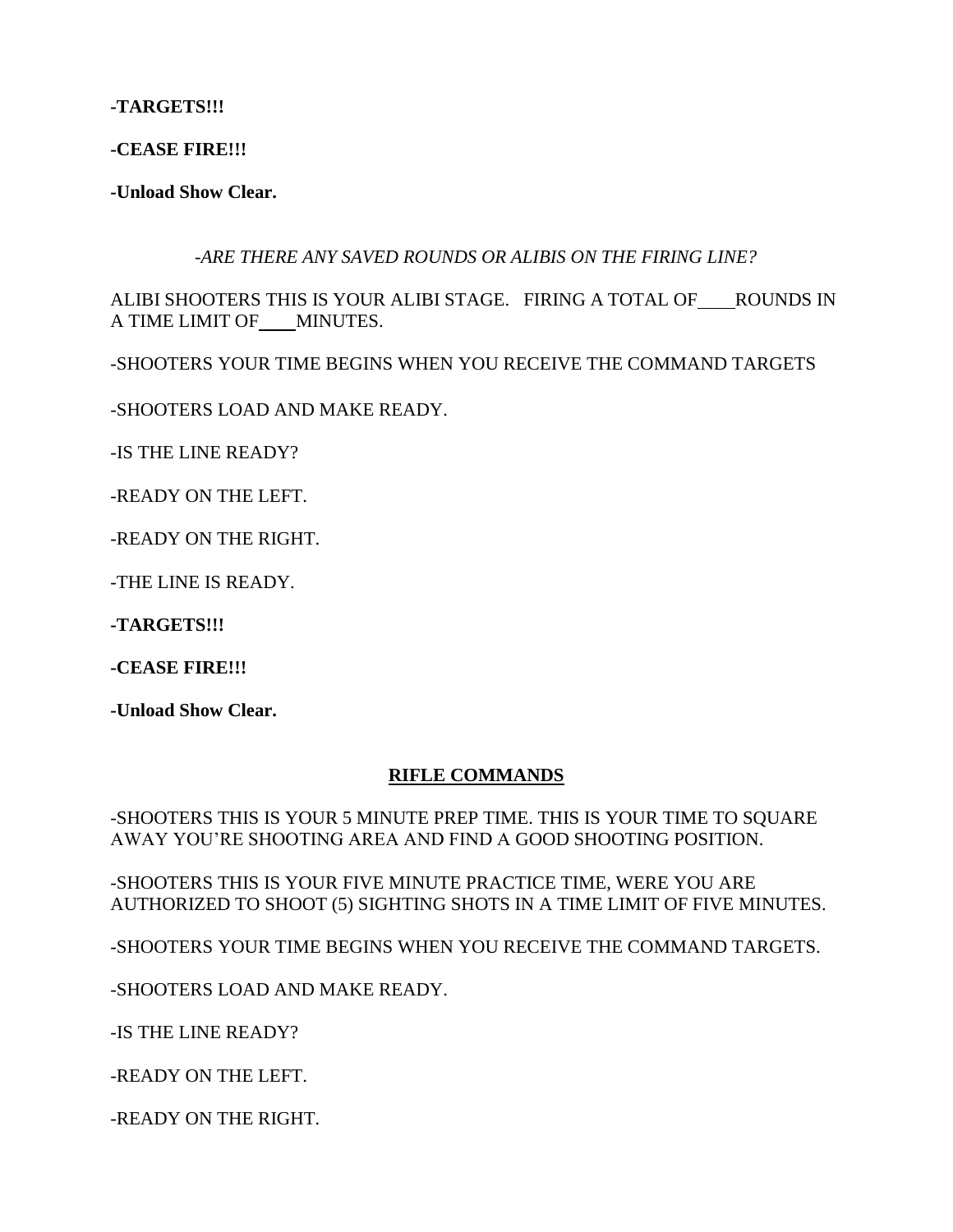**-TARGETS!!!**

**-CEASE FIRE!!!**

**-Unload Show Clear.**

*-ARE THERE ANY SAVED ROUNDS OR ALIBIS ON THE FIRING LINE?*

ALIBI SHOOTERS THIS IS YOUR ALIBI STAGE. FIRING A TOTAL OF____ROUNDS IN A TIME LIMIT OF____MINUTES.

-SHOOTERS YOUR TIME BEGINS WHEN YOU RECEIVE THE COMMAND TARGETS

-SHOOTERS LOAD AND MAKE READY.

-IS THE LINE READY?

-READY ON THE LEFT.

-READY ON THE RIGHT.

-THE LINE IS READY.

**-TARGETS!!!**

**-CEASE FIRE!!!**

**-Unload Show Clear.**

## RIFLE COMMANDS

-SHOOTERS THIS IS YOUR 5 MINUTE PREP TIME. THIS IS YOUR TIME TO SQUARE AWAY YOU'RE SHOOTING AREA AND FIND A GOOD SHOOTING POSITION.

-SHOOTERS THIS IS YOUR FIVE MINUTE PRACTICE TIME, WERE YOU ARE AUTHORIZED TO SHOOT (5) SIGHTING SHOTS IN A TIME LIMIT OF FIVE MINUTES.

-SHOOTERS YOUR TIME BEGINS WHEN YOU RECEIVE THE COMMAND TARGETS.

-SHOOTERS LOAD AND MAKE READY.

-IS THE LINE READY?

-READY ON THE LEFT.

-READY ON THE RIGHT.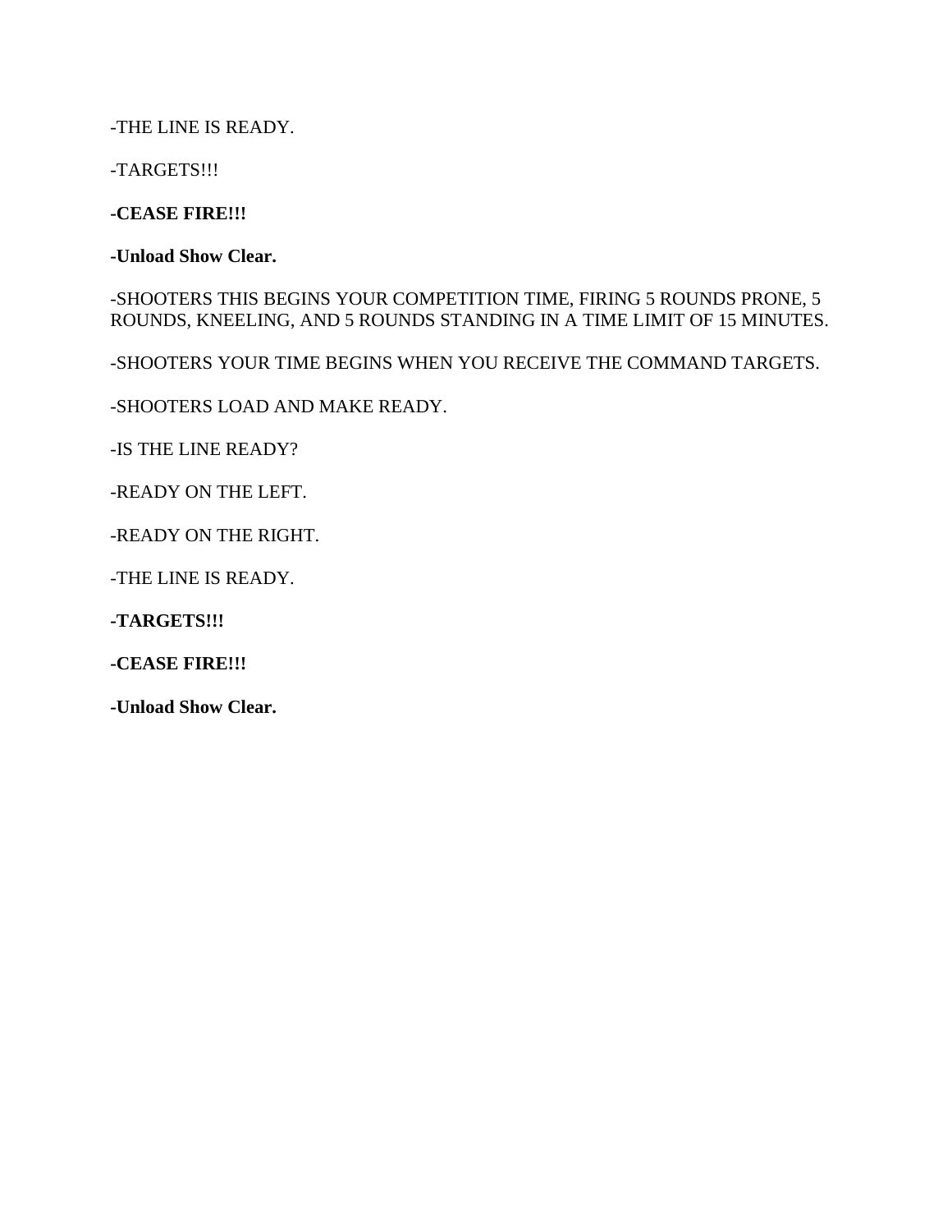-THE LINE IS READY.

-TARGETS!!!

**-CEASE FIRE!!!**

**-Unload Show Clear.**

-SHOOTERS THIS BEGINS YOUR COMPETITION TIME, FIRING 5 ROUNDS PRONE, 5 ROUNDS, KNEELING, AND 5 ROUNDS STANDING IN A TIME LIMIT OF 15 MINUTES.

-SHOOTERS YOUR TIME BEGINS WHEN YOU RECEIVE THE COMMAND TARGETS.

-SHOOTERS LOAD AND MAKE READY.

-IS THE LINE READY?

-READY ON THE LEFT.

-READY ON THE RIGHT.

-THE LINE IS READY.

**-TARGETS!!!**

**-CEASE FIRE!!!**

**-Unload Show Clear.**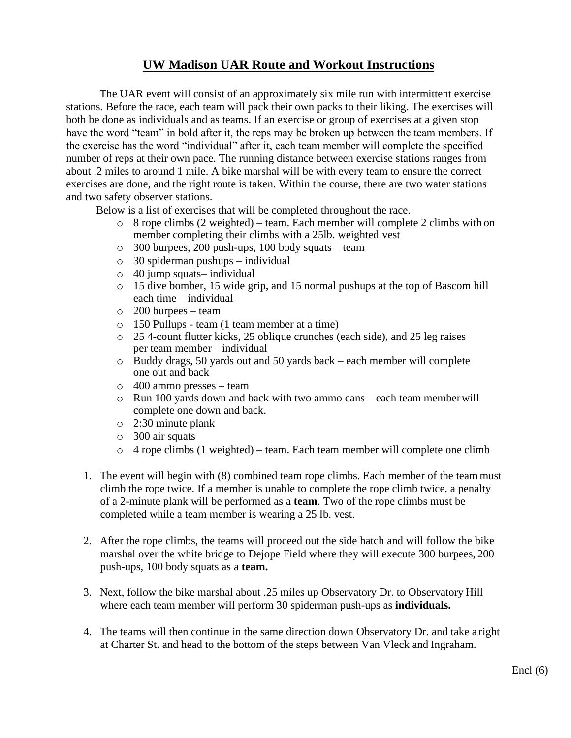# UW Madison UAR Route and Workout Instructions

The UAR event will consist of an approximately six mile run with intermittent exercise stations. Before the race, each team will pack their own packs to their liking. The exercises will both be done as individuals and as teams. If an exercise or group of exercises at a given stop have the word "team" in bold after it, the reps may be broken up between the team members. If the exercise has the word "individual" after it, each team member will complete the specified number of reps at their own pace. The running distance between exercise stations ranges from about .2 miles to around 1 mile. A bike marshal will be with every team to ensure the correct exercises are done, and the right route is taken. Within the course, there are two water stations and two safety observer stations.

Below is a list of exercises that will be completed throughout the race.

- 8 rope climbs (2 weighted) – team. Each member will complete 2 climbs with on member completing their climbs with a 25lb. weighted vest
- 300 burpees, 200 push-ups, 100 body squats – team
- 30 spiderman pushups – individual
- 40 jump squats– individual
- 15 dive bomber, 15 wide grip, and 15 normal pushups at the top of Bascom hill each time – individual
- 200 burpees – team
- 150 Pullups - team (1 team member at a time)
- 25 4-count flutter kicks, 25 oblique crunches (each side), and 25 leg raises per team member – individual
- Buddy drags, 50 yards out and 50 yards back – each member will complete one out and back
- 400 ammo presses – team
- Run 100 yards down and back with two ammo cans – each team member will complete one down and back.
- 2:30 minute plank
- 300 air squats
- 4 rope climbs (1 weighted) – team. Each team member will complete one climb

1. The event will begin with (8) combined team rope climbs. Each member of the team must climb the rope twice. If a member is unable to complete the rope climb twice, a penalty of a 2-minute plank will be performed as a **team**. Two of the rope climbs must be completed while a team member is wearing a 25 lb. vest.

2. After the rope climbs, the teams will proceed out the side hatch and will follow the bike marshal over the white bridge to Dejope Field where they will execute 300 burpees, 200 push-ups, 100 body squats as a **team.**

3. Next, follow the bike marshal about .25 miles up Observatory Dr. to Observatory Hill where each team member will perform 30 spiderman push-ups as **individuals.**

4. The teams will then continue in the same direction down Observatory Dr. and take a right at Charter St. and head to the bottom of the steps between Van Vleck and Ingraham.

Encl (6)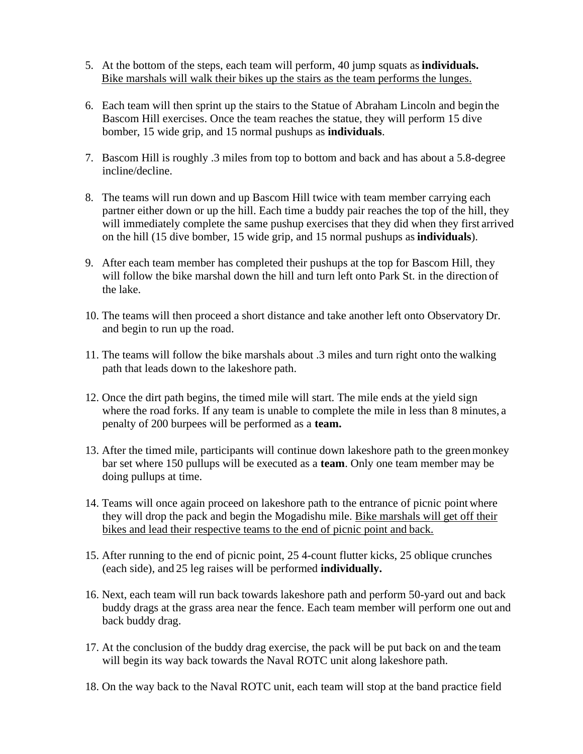5. At the bottom of the steps, each team will perform, 40 jump squats as **individuals.** <u>Bike marshals will walk their bikes up the stairs as the team performs the lunges.</u>

6. Each team will then sprint up the stairs to the Statue of Abraham Lincoln and begin the Bascom Hill exercises. Once the team reaches the statue, they will perform 15 dive bomber, 15 wide grip, and 15 normal pushups as **individuals**.

7. Bascom Hill is roughly .3 miles from top to bottom and back and has about a 5.8-degree incline/decline.

8. The teams will run down and up Bascom Hill twice with team member carrying each partner either down or up the hill. Each time a buddy pair reaches the top of the hill, they will immediately complete the same pushup exercises that they did when they first arrived on the hill (15 dive bomber, 15 wide grip, and 15 normal pushups as **individuals**).

9. After each team member has completed their pushups at the top for Bascom Hill, they will follow the bike marshal down the hill and turn left onto Park St. in the direction of the lake.

10. The teams will then proceed a short distance and take another left onto Observatory Dr. and begin to run up the road.

11. The teams will follow the bike marshals about .3 miles and turn right onto the walking path that leads down to the lakeshore path.

12. Once the dirt path begins, the timed mile will start. The mile ends at the yield sign where the road forks. If any team is unable to complete the mile in less than 8 minutes, a penalty of 200 burpees will be performed as a **team.**

13. After the timed mile, participants will continue down lakeshore path to the green monkey bar set where 150 pullups will be executed as a **team**. Only one team member may be doing pullups at time.

14. Teams will once again proceed on lakeshore path to the entrance of picnic point where they will drop the pack and begin the Mogadishu mile. <u>Bike marshals will get off their bikes and lead their respective teams to the end of picnic point and back.</u>

15. After running to the end of picnic point, 25 4-count flutter kicks, 25 oblique crunches (each side), and 25 leg raises will be performed **individually.**

16. Next, each team will run back towards lakeshore path and perform 50-yard out and back buddy drags at the grass area near the fence. Each team member will perform one out and back buddy drag.

17. At the conclusion of the buddy drag exercise, the pack will be put back on and the team will begin its way back towards the Naval ROTC unit along lakeshore path.

18. On the way back to the Naval ROTC unit, each team will stop at the band practice field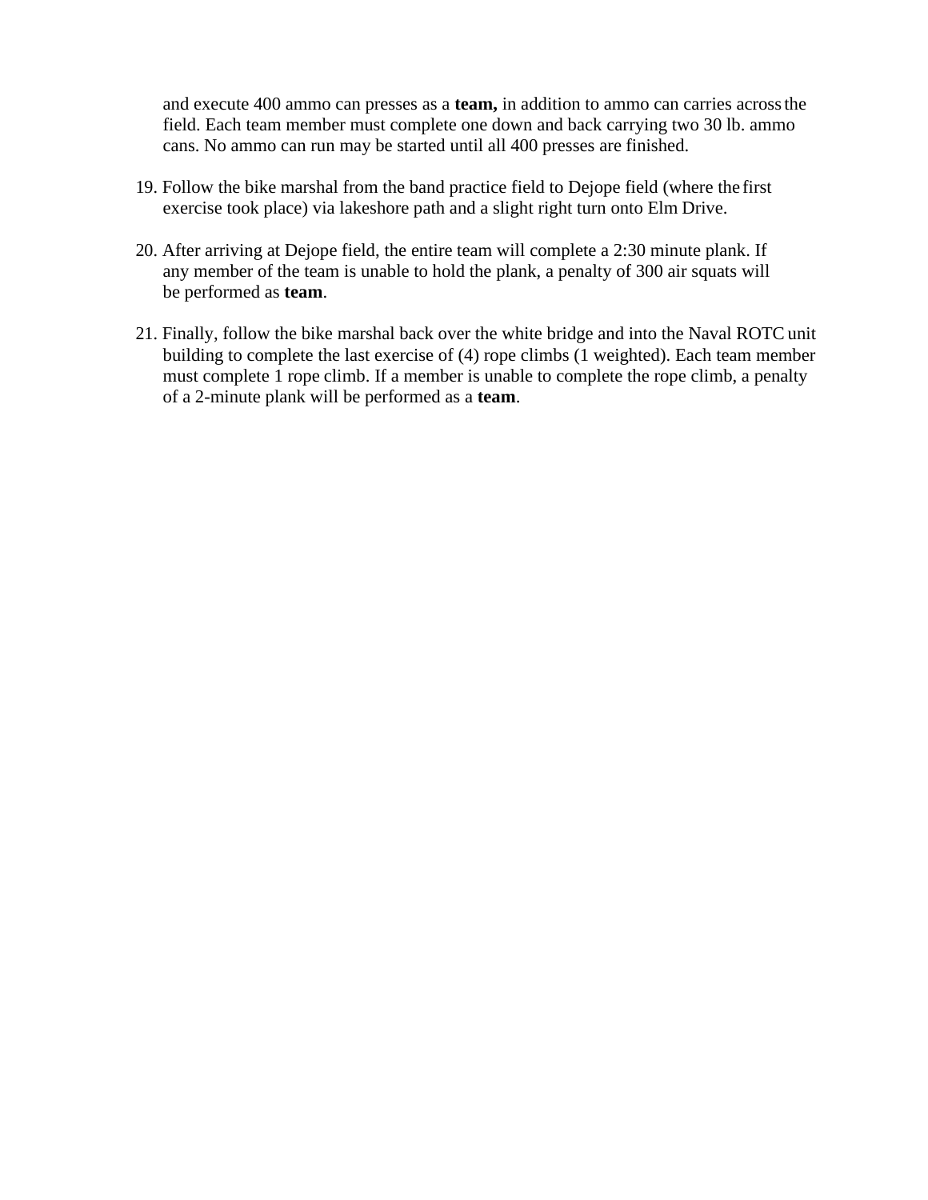and execute 400 ammo can presses as a **team,** in addition to ammo can carries across the field. Each team member must complete one down and back carrying two 30 lb. ammo cans. No ammo can run may be started until all 400 presses are finished.

19. Follow the bike marshal from the band practice field to Dejope field (where the first exercise took place) via lakeshore path and a slight right turn onto Elm Drive.

20. After arriving at Dejope field, the entire team will complete a 2:30 minute plank. If any member of the team is unable to hold the plank, a penalty of 300 air squats will be performed as **team**.

21. Finally, follow the bike marshal back over the white bridge and into the Naval ROTC unit building to complete the last exercise of (4) rope climbs (1 weighted). Each team member must complete 1 rope climb. If a member is unable to complete the rope climb, a penalty of a 2-minute plank will be performed as a **team**.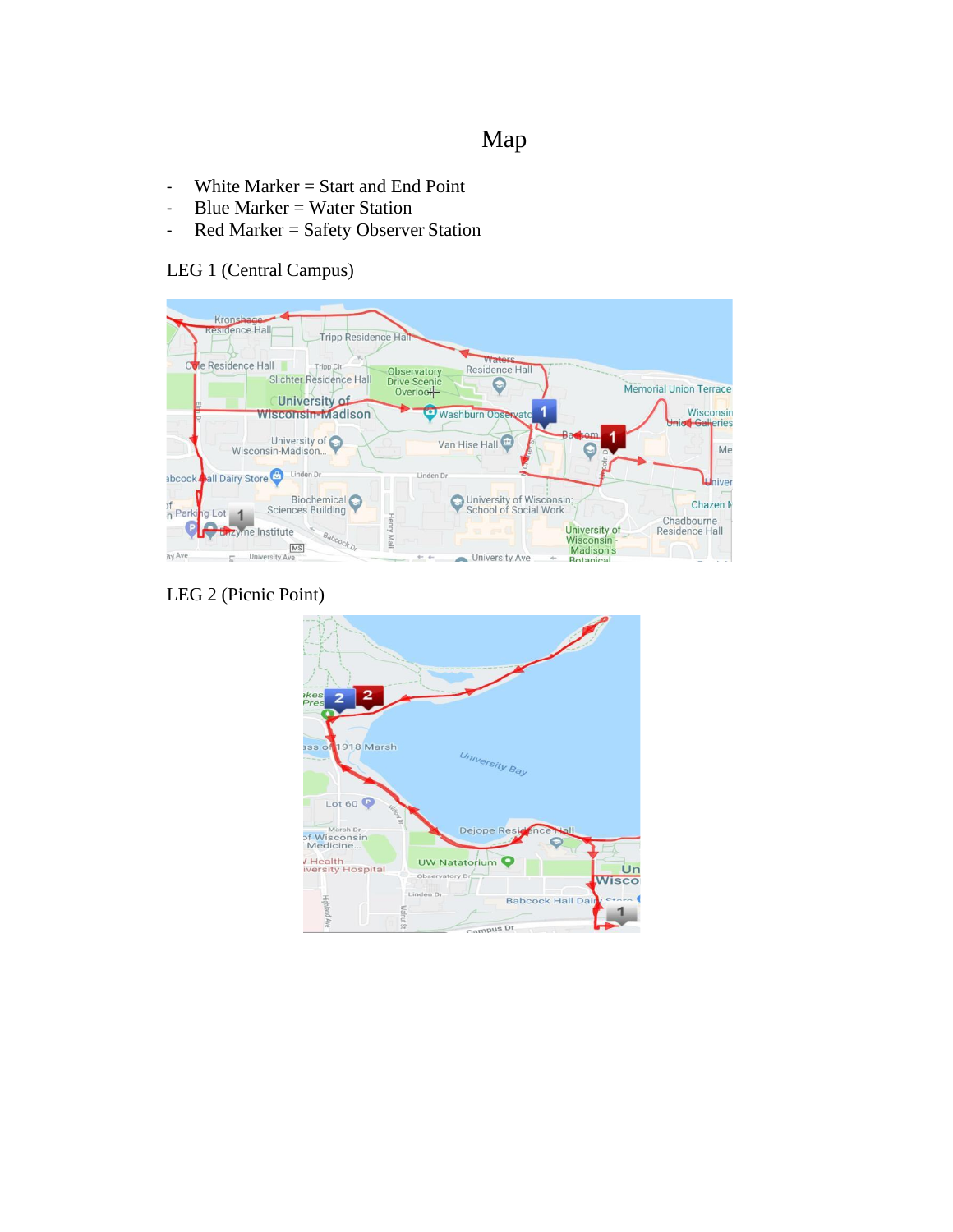# Map

- White Marker = Start and End Point
- Blue Marker = Water Station
- Red Marker = Safety Observer Station

LEG 1 (Central Campus)

LEG 2 (Picnic Point)